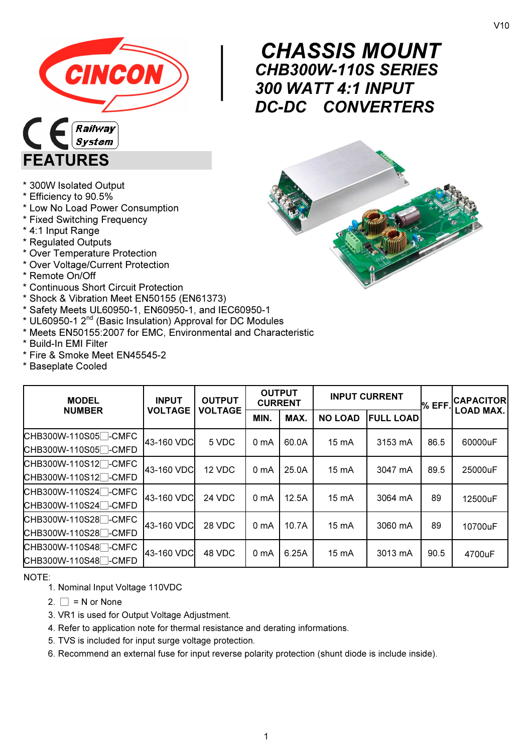V10

# CHASSIS MOUNT

## CHB300W-110S SERIES

## 300 WATT 4:1 INPUT

## DC-DC CONVERTERS

Railway System

## FEATURES

* 300W Isolated Output
* Efficiency to 90.5%
* Low No Load Power Consumption
* Fixed Switching Frequency
* 4:1 Input Range
* Regulated Outputs
* Over Temperature Protection
* Over Voltage/Current Protection
* Remote On/Off
* Continuous Short Circuit Protection
* Shock & Vibration Meet EN50155 (EN61373)
* Safety Meets UL60950-1, EN60950-1, and IEC60950-1
* UL60950-1 2nd (Basic Insulation) Approval for DC Modules
* Meets EN50155:2007 for EMC, Environmental and Characteristic
* Build-In EMI Filter
* Fire & Smoke Meet EN45545-2
* Baseplate Cooled

| MODEL NUMBER | INPUT VOLTAGE | OUTPUT VOLTAGE | OUTPUT CURRENT | | INPUT CURRENT | | % EFF. | CAPACITOR LOAD MAX. |
|---|---|---|---|---|---|---|---|---|
| | | | MIN. | MAX. | NO LOAD | FULL LOAD | | |
| CHB300W-110S05☐-CMFC<br>CHB300W-110S05☐-CMFD | 43-160 VDC | 5 VDC | 0 mA | 60.0A | 15 mA | 3153 mA | 86.5 | 60000uF |
| CHB300W-110S12☐-CMFC<br>CHB300W-110S12☐-CMFD | 43-160 VDC | 12 VDC | 0 mA | 25.0A | 15 mA | 3047 mA | 89.5 | 25000uF |
| CHB300W-110S24☐-CMFC<br>CHB300W-110S24☐-CMFD | 43-160 VDC | 24 VDC | 0 mA | 12.5A | 15 mA | 3064 mA | 89 | 12500uF |
| CHB300W-110S28☐-CMFC<br>CHB300W-110S28☐-CMFD | 43-160 VDC | 28 VDC | 0 mA | 10.7A | 15 mA | 3060 mA | 89 | 10700uF |
| CHB300W-110S48☐-CMFC<br>CHB300W-110S48☐-CMFD | 43-160 VDC | 48 VDC | 0 mA | 6.25A | 15 mA | 3013 mA | 90.5 | 4700uF |

NOTE:

1. Nominal Input Voltage 110VDC
2. ☐ = N or None
3. VR1 is used for Output Voltage Adjustment.
4. Refer to application note for thermal resistance and derating informations.
5. TVS is included for input surge voltage protection.
6. Recommend an external fuse for input reverse polarity protection (shunt diode is include inside).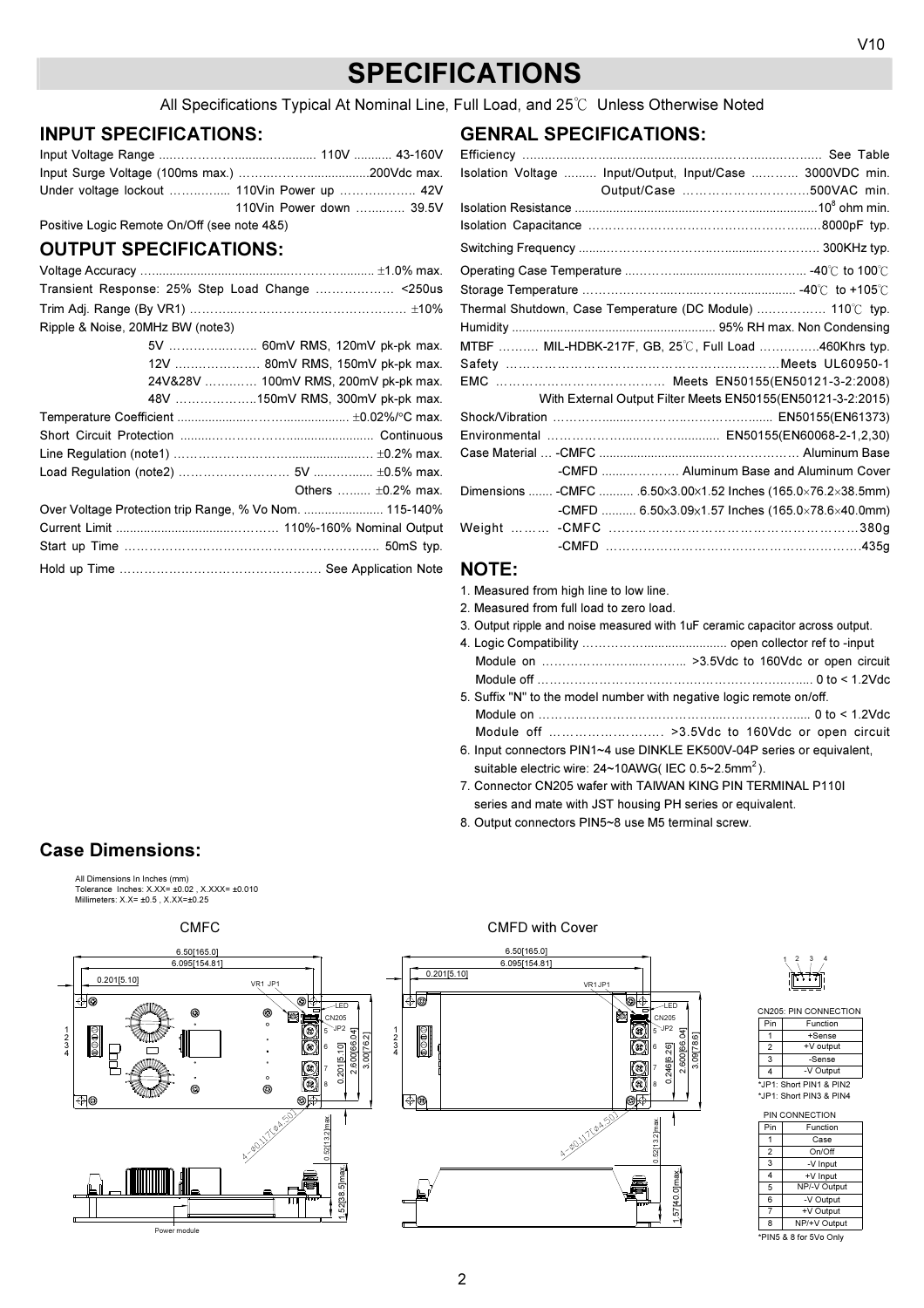# SPECIFICATIONS

All Specifications Typical At Nominal Line, Full Load, and 25℃ Unless Otherwise Noted

## INPUT SPECIFICATIONS:

Input Voltage Range ........................................ 110V ........... 43-160V
Input Surge Voltage (100ms max.) ....................................200Vdc max.
Under voltage lockout ................ 110Vin Power up ................... 42V
110Vin Power down .............. 39.5V
Positive Logic Remote On/Off (see note 4&5)

## OUTPUT SPECIFICATIONS:

Voltage Accuracy ................................................................ ±1.0% max.
Transient Response: 25% Step Load Change .................. <250us
Trim Adj. Range (By VR1) ................................................... ±10%
Ripple & Noise, 20MHz BW (note3)
5V ..................... 60mV RMS, 120mV pk-pk max.
12V ..................... 80mV RMS, 150mV pk-pk max.
24V&28V ............. 100mV RMS, 200mV pk-pk max.
48V .....................150mV RMS, 300mV pk-pk max.
Temperature Coefficient .................................................. ±0.02%/°C max.
Short Circuit Protection ............................................................ Continuous
Line Regulation (note1) ................................................... ±0.2% max.
Load Regulation (note2) ............................ 5V ................. ±0.5% max.
Others ......... ±0.2% max.
Over Voltage Protection trip Range, % Vo Nom. ........................ 115-140%
Current Limit ............................................. 110%-160% Nominal Output
Start up Time ................................................................ 50mS typ.
Hold up Time ................................................ See Application Note

## GENRAL SPECIFICATIONS:

Efficiency ..................................................................................... See Table
Isolation Voltage ......... Input/Output, Input/Case ............ 3000VDC min.
Output/Case ............................500VAC min.
Isolation Resistance .........................................................................$10^8$ ohm min.
Isolation Capacitance ......................................................8000pF typ.
Switching Frequency .......................................................... 300KHz typ.
Operating Case Temperature ................................................ -40℃ to 100℃
Storage Temperature ........................................................ -40℃ to +105℃
Thermal Shutdown, Case Temperature (DC Module) ................. 110℃ typ.
Humidity ........................................................... 95% RH max. Non Condensing
MTBF .......... MIL-HDBK-217F, GB, 25℃, Full Load ...............460Khrs typ.
Safety ..............................................................Meets UL60950-1
EMC ........................................ Meets EN50155(EN50121-3-2:2008)
With External Output Filter Meets EN50155(EN50121-3-2:2015)
Shock/Vibration ................................................... EN50155(EN61373)
Environmental ...................................... EN50155(EN60068-2-1,2,30)
Case Material ... -CMFC .................................................... Aluminum Base
-CMFD ..................... Aluminum Base and Aluminum Cover
Dimensions ....... -CMFC .......... .6.50×3.00×1.52 Inches (165.0×76.2×38.5mm)
-CMFD .......... 6.50×3.09×1.57 Inches (165.0×78.6×40.0mm)
Weight ......... -CMFC ..........................................................380g
-CMFD ..........................................................435g

## NOTE:

1. Measured from high line to low line.
2. Measured from full load to zero load.
3. Output ripple and noise measured with 1uF ceramic capacitor across output.
4. Logic Compatibility ........................................ open collector ref to -input
   Module on ......................................... >3.5Vdc to 160Vdc or open circuit
   Module off ...................................................................... 0 to < 1.2Vdc
5. Suffix "N" to the model number with negative logic remote on/off.
   Module on ........................................................................ 0 to < 1.2Vdc
   Module off ............................ >3.5Vdc to 160Vdc or open circuit
6. Input connectors PIN1~4 use DINKLE EK500V-04P series or equivalent, suitable electric wire: 24~10AWG( IEC 0.5~2.5mm$^2$).
7. Connector CN205 wafer with TAIWAN KING PIN TERMINAL P110I series and mate with JST housing PH series or equivalent.
8. Output connectors PIN5~8 use M5 terminal screw.

## Case Dimensions:

All Dimensions In Inches (mm)
Tolerance Inches: X.XX= ±0.02 , X.XXX= ±0.010
Millimeters: X.X= ±0.5 , X.XX=±0.25

CMFC

6.50[165.0]
6.095[154.81]
0.201[5.10]
VR1 JP1
LED
CN205
JP2
2.600[66.04]
3.00[76.2]
0.201[5.10]
4-φ0.177(φ4.50)
0.52[13.2]max.
1.52[38.5]max.
Power module

CMFD with Cover

6.50[165.0]
6.095[154.81]
0.201[5.10]
VR1 JP1
LED
CN205
JP2
2.600[66.04]
3.09[78.6]
0.246[6.25]
4-φ0.177(φ4.50)
0.52[13.2]max.
1.57[40.0]max.

CN205: PIN CONNECTION

| Pin | Function |
|---|---|
| 1 | +Sense |
| 2 | +V output |
| 3 | -Sense |
| 4 | -V Output |

*JP1: Short PIN1 & PIN2
*JP1: Short PIN3 & PIN4

PIN CONNECTION

| Pin | Function |
|---|---|
| 1 | Case |
| 2 | On/Off |
| 3 | -V Input |
| 4 | +V Input |
| 5 | NP/-V Output |
| 6 | -V Output |
| 7 | +V Output |
| 8 | NP/+V Output |

*PIN5 & 8 for 5Vo Only